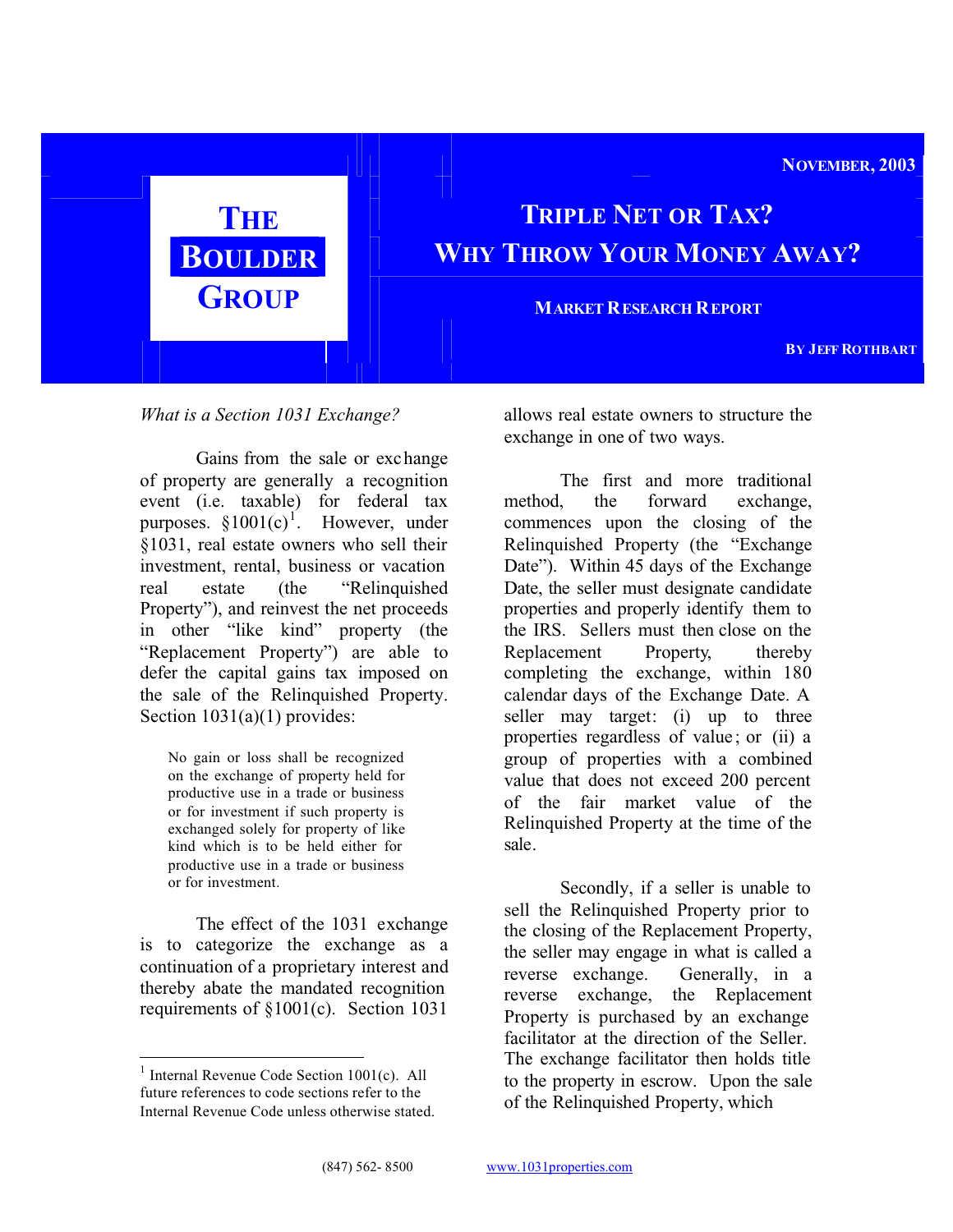# The Boulder Group

November, 2003

# Triple Net or Tax? Why Throw Your Money Away?

**Market Research Report**

**By Jeff Rothbart**

*What is a Section 1031 Exchange?*

Gains from the sale or exchange of property are generally a recognition event (i.e. taxable) for federal tax purposes. §1001(c)[1]. However, under §1031, real estate owners who sell their investment, rental, business or vacation real estate (the "Relinquished Property"), and reinvest the net proceeds in other "like kind" property (the "Replacement Property") are able to defer the capital gains tax imposed on the sale of the Relinquished Property. Section 1031(a)(1) provides:

> No gain or loss shall be recognized on the exchange of property held for productive use in a trade or business or for investment if such property is exchanged solely for property of like kind which is to be held either for productive use in a trade or business or for investment.

The effect of the 1031 exchange is to categorize the exchange as a continuation of a proprietary interest and thereby abate the mandated recognition requirements of §1001(c). Section 1031 allows real estate owners to structure the exchange in one of two ways.

The first and more traditional method, the forward exchange, commences upon the closing of the Relinquished Property (the "Exchange Date"). Within 45 days of the Exchange Date, the seller must designate candidate properties and properly identify them to the IRS. Sellers must then close on the Replacement Property, thereby completing the exchange, within 180 calendar days of the Exchange Date. A seller may target: (i) up to three properties regardless of value; or (ii) a group of properties with a combined value that does not exceed 200 percent of the fair market value of the Relinquished Property at the time of the sale.

Secondly, if a seller is unable to sell the Relinquished Property prior to the closing of the Replacement Property, the seller may engage in what is called a reverse exchange. Generally, in a reverse exchange, the Replacement Property is purchased by an exchange facilitator at the direction of the Seller. The exchange facilitator then holds title to the property in escrow. Upon the sale of the Relinquished Property, which

---

[1] Internal Revenue Code Section 1001(c). All future references to code sections refer to the Internal Revenue Code unless otherwise stated.

(847) 562- 8500 www.1031properties.com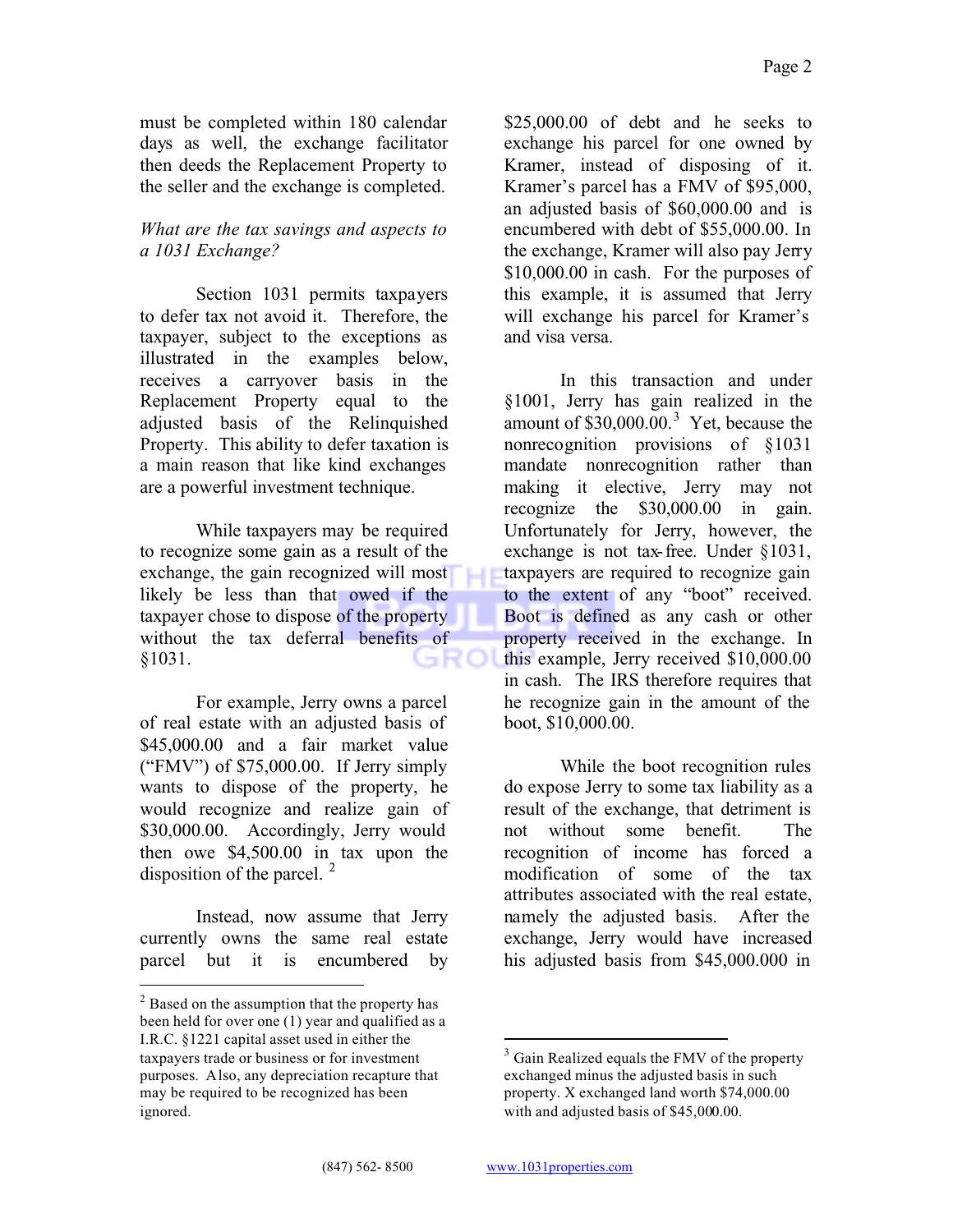must be completed within 180 calendar days as well, the exchange facilitator then deeds the Replacement Property to the seller and the exchange is completed.

*What are the tax savings and aspects to a 1031 Exchange?*

Section 1031 permits taxpayers to defer tax not avoid it. Therefore, the taxpayer, subject to the exceptions as illustrated in the examples below, receives a carryover basis in the Replacement Property equal to the adjusted basis of the Relinquished Property. This ability to defer taxation is a main reason that like kind exchanges are a powerful investment technique.

While taxpayers may be required to recognize some gain as a result of the exchange, the gain recognized will most likely be less than that owed if the taxpayer chose to dispose of the property without the tax deferral benefits of §1031.

For example, Jerry owns a parcel of real estate with an adjusted basis of $45,000.00 and a fair market value ("FMV") of $75,000.00. If Jerry simply wants to dispose of the property, he would recognize and realize gain of $30,000.00. Accordingly, Jerry would then owe $4,500.00 in tax upon the disposition of the parcel. [2]

Instead, now assume that Jerry currently owns the same real estate parcel but it is encumbered by $25,000.00 of debt and he seeks to exchange his parcel for one owned by Kramer, instead of disposing of it. Kramer's parcel has a FMV of $95,000, an adjusted basis of $60,000.00 and is encumbered with debt of $55,000.00. In the exchange, Kramer will also pay Jerry $10,000.00 in cash. For the purposes of this example, it is assumed that Jerry will exchange his parcel for Kramer's and visa versa.

In this transaction and under §1001, Jerry has gain realized in the amount of $30,000.00.[3] Yet, because the nonrecognition provisions of §1031 mandate nonrecognition rather than making it elective, Jerry may not recognize the $30,000.00 in gain. Unfortunately for Jerry, however, the exchange is not tax-free. Under §1031, taxpayers are required to recognize gain to the extent of any "boot" received. Boot is defined as any cash or other property received in the exchange. In this example, Jerry received $10,000.00 in cash. The IRS therefore requires that he recognize gain in the amount of the boot, $10,000.00.

While the boot recognition rules do expose Jerry to some tax liability as a result of the exchange, that detriment is not without some benefit. The recognition of income has forced a modification of some of the tax attributes associated with the real estate, namely the adjusted basis. After the exchange, Jerry would have increased his adjusted basis from $45,000.000 in

---

[2] Based on the assumption that the property has been held for over one (1) year and qualified as a I.R.C. §1221 capital asset used in either the taxpayers trade or business or for investment purposes. Also, any depreciation recapture that may be required to be recognized has been ignored.

[3] Gain Realized equals the FMV of the property exchanged minus the adjusted basis in such property. X exchanged land worth $74,000.00 with and adjusted basis of $45,000.00.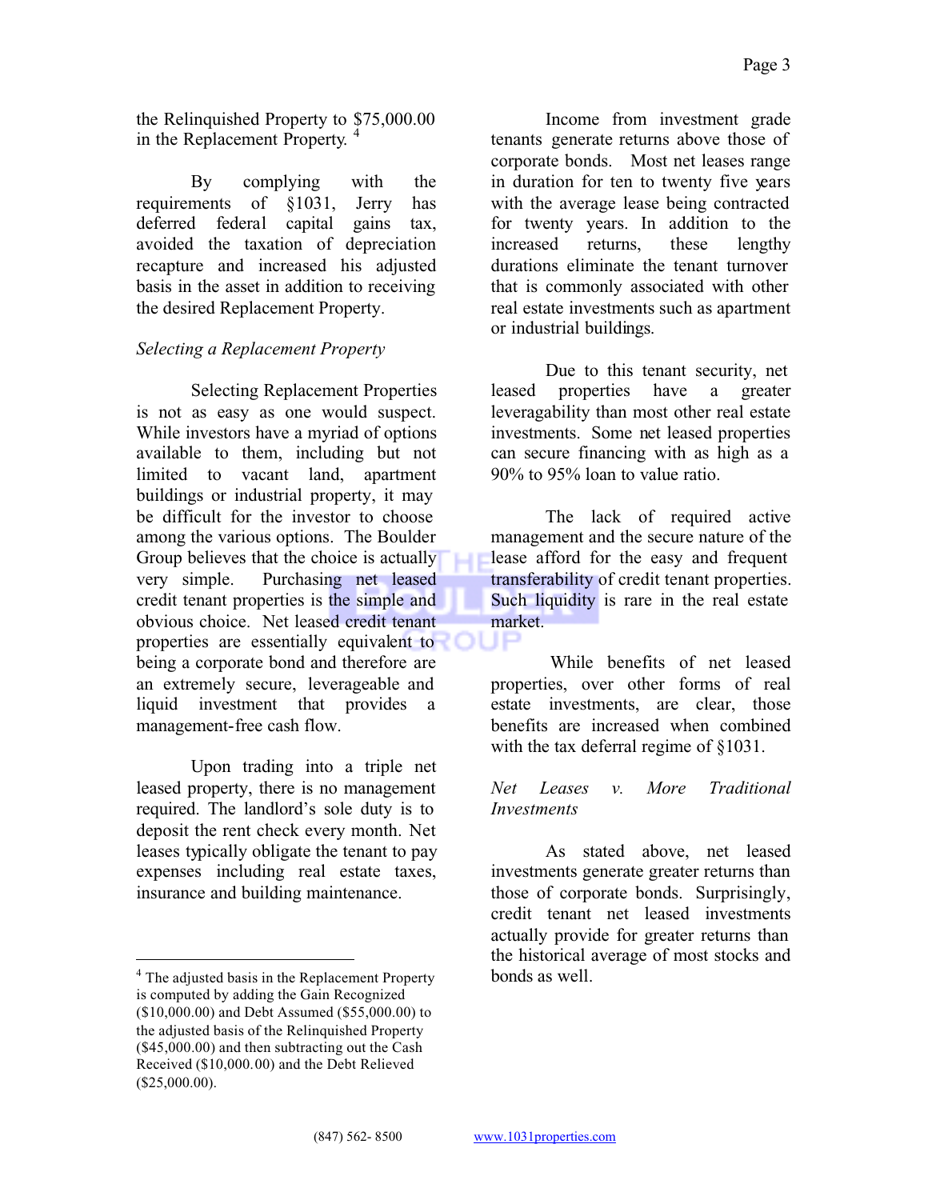the Relinquished Property to $75,000.00 in the Replacement Property. [4]

By complying with the requirements of §1031, Jerry has deferred federal capital gains tax, avoided the taxation of depreciation recapture and increased his adjusted basis in the asset in addition to receiving the desired Replacement Property.

*Selecting a Replacement Property*

Selecting Replacement Properties is not as easy as one would suspect. While investors have a myriad of options available to them, including but not limited to vacant land, apartment buildings or industrial property, it may be difficult for the investor to choose among the various options. The Boulder Group believes that the choice is actually very simple. Purchasing net leased credit tenant properties is the simple and obvious choice. Net leased credit tenant properties are essentially equivalent to being a corporate bond and therefore are an extremely secure, leverageable and liquid investment that provides a management-free cash flow.

Upon trading into a triple net leased property, there is no management required. The landlord's sole duty is to deposit the rent check every month. Net leases typically obligate the tenant to pay expenses including real estate taxes, insurance and building maintenance.

Income from investment grade tenants generate returns above those of corporate bonds. Most net leases range in duration for ten to twenty five years with the average lease being contracted for twenty years. In addition to the increased returns, these lengthy durations eliminate the tenant turnover that is commonly associated with other real estate investments such as apartment or industrial buildings.

Due to this tenant security, net leased properties have a greater leveragability than most other real estate investments. Some net leased properties can secure financing with as high as a 90% to 95% loan to value ratio.

The lack of required active management and the secure nature of the lease afford for the easy and frequent transferability of credit tenant properties. Such liquidity is rare in the real estate market.

While benefits of net leased properties, over other forms of real estate investments, are clear, those benefits are increased when combined with the tax deferral regime of §1031.

*Net Leases v. More Traditional Investments*

As stated above, net leased investments generate greater returns than those of corporate bonds. Surprisingly, credit tenant net leased investments actually provide for greater returns than the historical average of most stocks and bonds as well.

---

[4] The adjusted basis in the Replacement Property is computed by adding the Gain Recognized ($10,000.00) and Debt Assumed ($55,000.00) to the adjusted basis of the Relinquished Property ($45,000.00) and then subtracting out the Cash Received ($10,000.00) and the Debt Relieved ($25,000.00).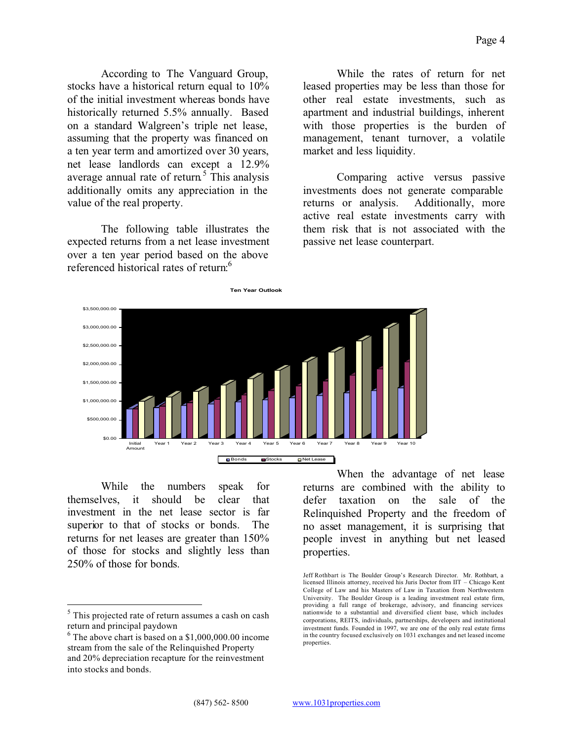According to The Vanguard Group, stocks have a historical return equal to 10% of the initial investment whereas bonds have historically returned 5.5% annually. Based on a standard Walgreen's triple net lease, assuming that the property was financed on a ten year term and amortized over 30 years, net lease landlords can except a 12.9% average annual rate of return.[5] This analysis additionally omits any appreciation in the value of the real property.

The following table illustrates the expected returns from a net lease investment over a ten year period based on the above referenced historical rates of return:[6]

While the rates of return for net leased properties may be less than those for other real estate investments, such as apartment and industrial buildings, inherent with those properties is the burden of management, tenant turnover, a volatile market and less liquidity.

Comparing active versus passive investments does not generate comparable returns or analysis. Additionally, more active real estate investments carry with them risk that is not associated with the passive net lease counterpart.

Ten Year Outlook

$3,500,000.00
$3,000,000.00
$2,500,000.00
$2,000,000.00
$1,500,000.00
$1,000,000.00
$500,000.00
$0.00

Initial Amount, Year 1, Year 2, Year 3, Year 4, Year 5, Year 6, Year 7, Year 8, Year 9, Year 10

Bonds, Stocks, Net Lease

While the numbers speak for themselves, it should be clear that investment in the net lease sector is far superior to that of stocks or bonds. The returns for net leases are greater than 150% of those for stocks and slightly less than 250% of those for bonds.

When the advantage of net lease returns are combined with the ability to defer taxation on the sale of the Relinquished Property and the freedom of no asset management, it is surprising that people invest in anything but net leased properties.

Jeff Rothbart is The Boulder Group's Research Director. Mr. Rothbart, a licensed Illinois attorney, received his Juris Doctor from IIT – Chicago Kent College of Law and his Masters of Law in Taxation from Northwestern University. The Boulder Group is a leading investment real estate firm, providing a full range of brokerage, advisory, and financing services nationwide to a substantial and diversified client base, which includes corporations, REITS, individuals, partnerships, developers and institutional investment funds. Founded in 1997, we are one of the only real estate firms in the country focused exclusively on 1031 exchanges and net leased income properties.

---

[5] This projected rate of return assumes a cash on cash return and principal paydown

[6] The above chart is based on a $1,000,000.00 income stream from the sale of the Relinquished Property and 20% depreciation recapture for the reinvestment into stocks and bonds.

(847) 562- 8500 www.1031properties.com